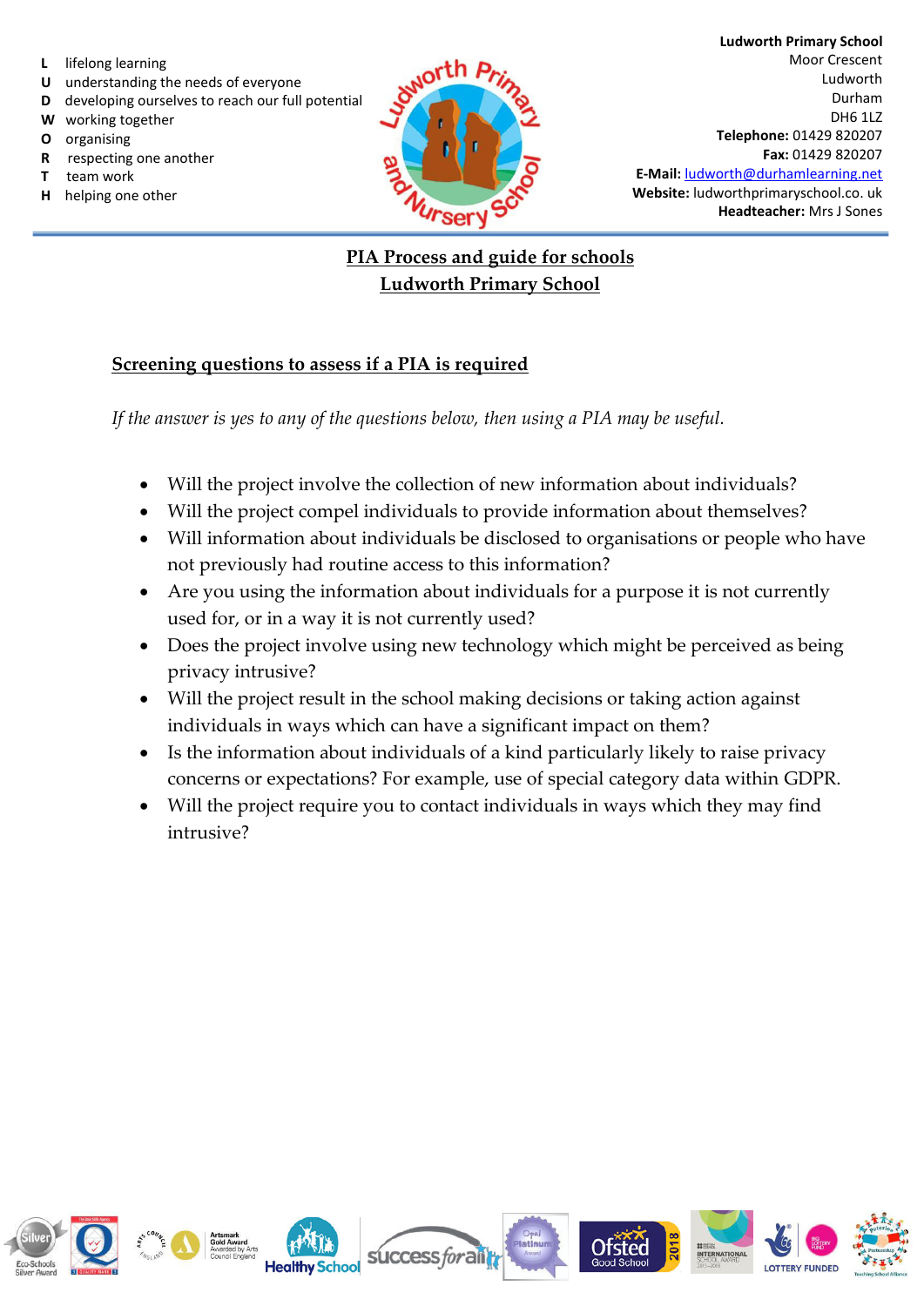L lifelong learning
U understanding the needs of everyone
D developing ourselves to reach our full potential
W working together
O organising
R respecting one another
T team work
H helping one other

**Ludworth Primary School**
Moor Crescent
Ludworth
Durham
DH6 1LZ
**Telephone:** 01429 820207
**Fax:** 01429 820207
**E-Mail:** ludworth@durhamlearning.net
**Website:** ludworthprimaryschool.co. uk
**Headteacher:** Mrs J Sones

# PIA Process and guide for schools
# Ludworth Primary School

## Screening questions to assess if a PIA is required

*If the answer is yes to any of the questions below, then using a PIA may be useful.*

- Will the project involve the collection of new information about individuals?
- Will the project compel individuals to provide information about themselves?
- Will information about individuals be disclosed to organisations or people who have not previously had routine access to this information?
- Are you using the information about individuals for a purpose it is not currently used for, or in a way it is not currently used?
- Does the project involve using new technology which might be perceived as being privacy intrusive?
- Will the project result in the school making decisions or taking action against individuals in ways which can have a significant impact on them?
- Is the information about individuals of a kind particularly likely to raise privacy concerns or expectations? For example, use of special category data within GDPR.
- Will the project require you to contact individuals in ways which they may find intrusive?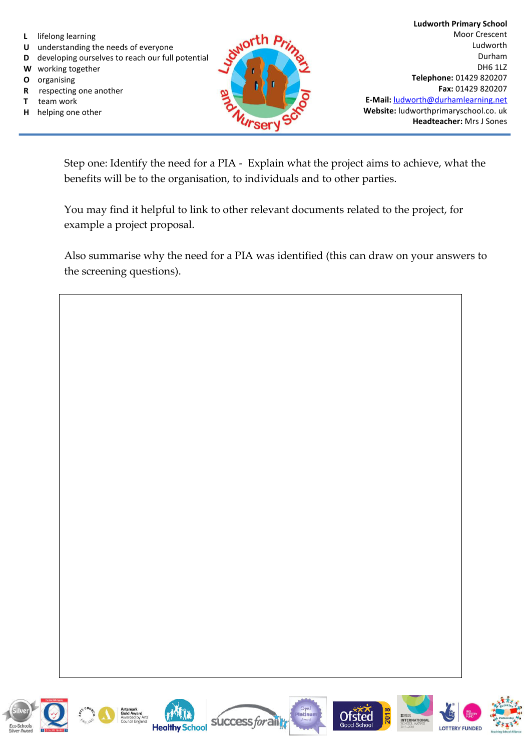| | |
|---|---|
| **L** | lifelong learning |
| **U** | understanding the needs of everyone |
| **D** | developing ourselves to reach our full potential |
| **W** | working together |
| **O** | organising |
| **R** | respecting one another |
| **T** | team work |
| **H** | helping one other |

**Ludworth Primary School**
Moor Crescent
Ludworth
Durham
DH6 1LZ
**Telephone:** 01429 820207
**Fax:** 01429 820207
**E-Mail:** ludworth@durhamlearning.net
**Website:** ludworthprimaryschool.co. uk
**Headteacher:** Mrs J Sones

Step one: Identify the need for a PIA - Explain what the project aims to achieve, what the benefits will be to the organisation, to individuals and to other parties.

You may find it helpful to link to other relevant documents related to the project, for example a project proposal.

Also summarise why the need for a PIA was identified (this can draw on your answers to the screening questions).

| |
|---|
| |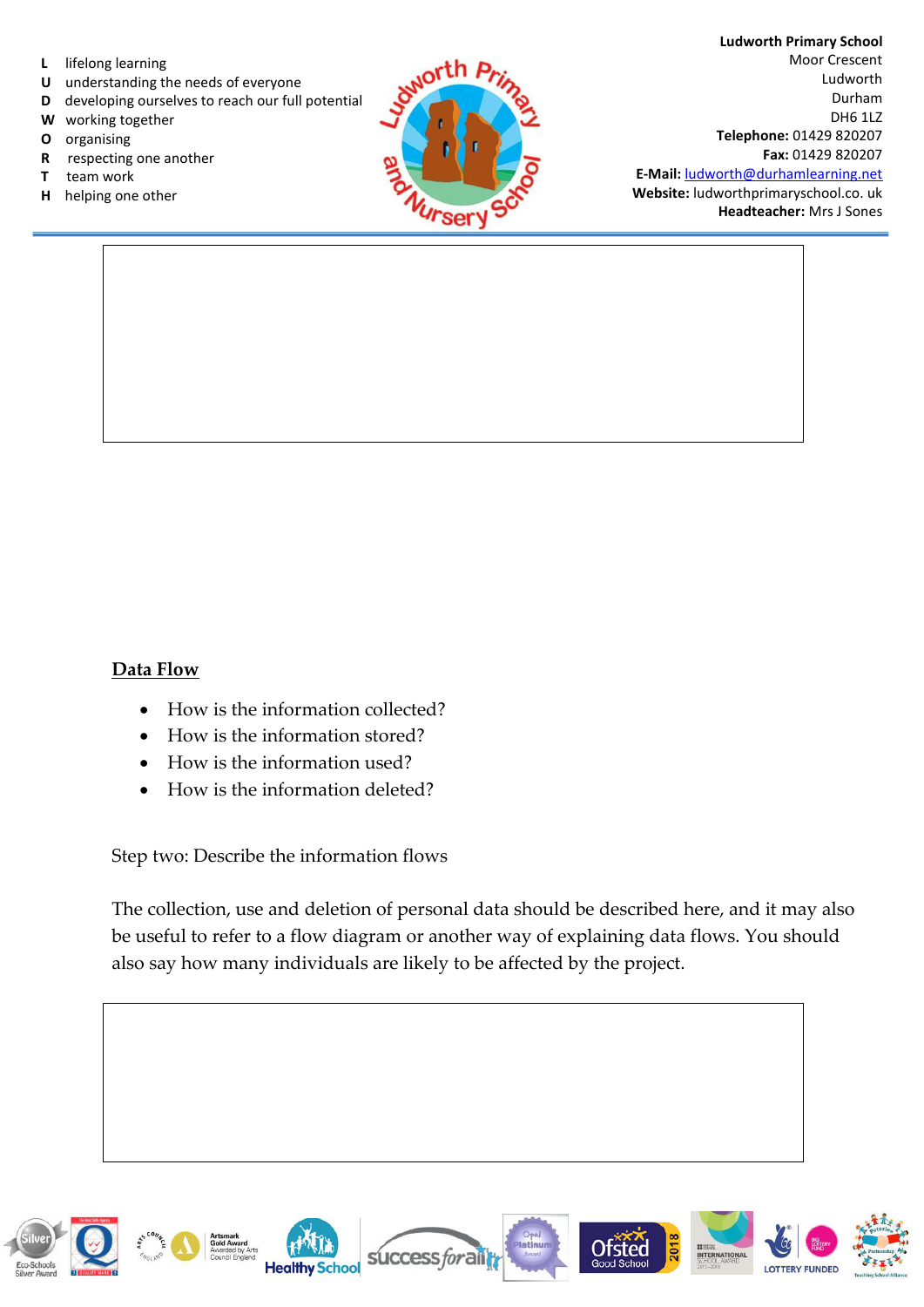## Data Flow

- How is the information collected?
- How is the information stored?
- How is the information used?
- How is the information deleted?

Step two: Describe the information flows

The collection, use and deletion of personal data should be described here, and it may also be useful to refer to a flow diagram or another way of explaining data flows. You should also say how many individuals are likely to be affected by the project.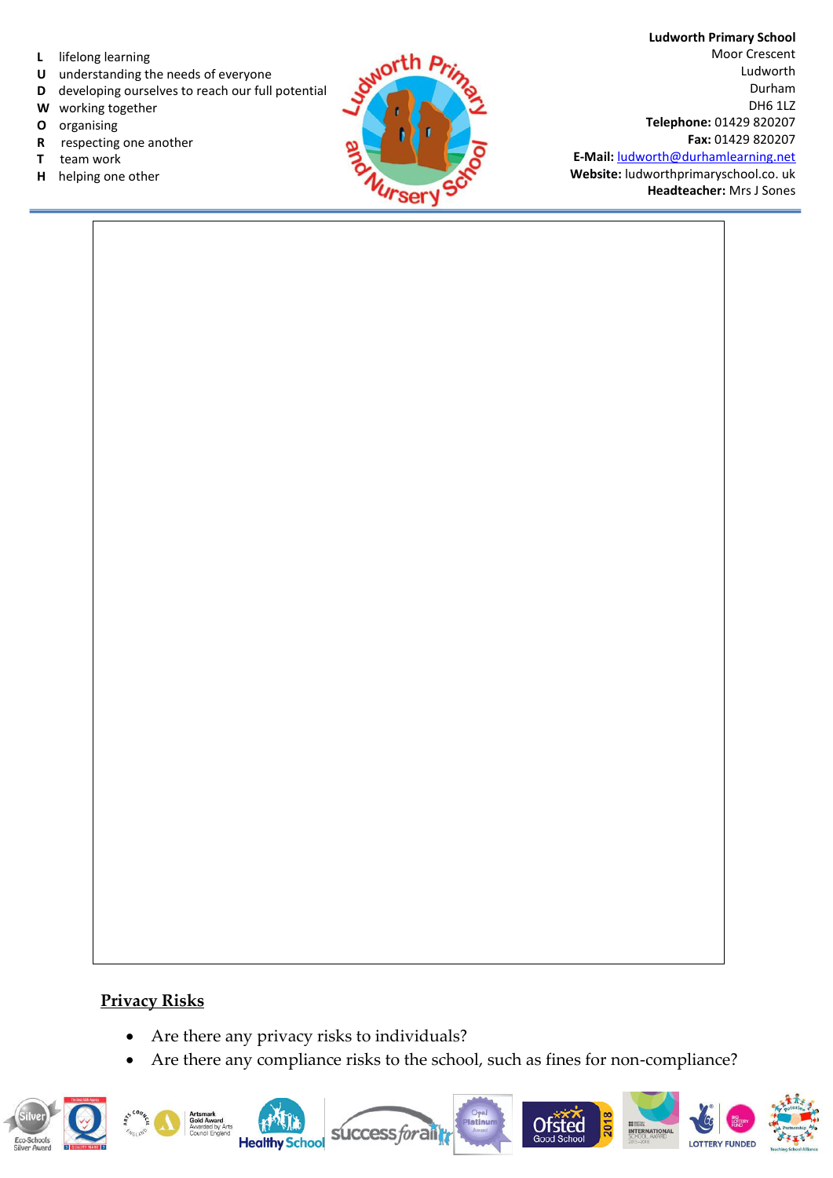L lifelong learning
U understanding the needs of everyone
D developing ourselves to reach our full potential
W working together
O organising
R respecting one another
T team work
H helping one other

**Ludworth Primary School**
Moor Crescent
Ludworth
Durham
DH6 1LZ
**Telephone:** 01429 820207
**Fax:** 01429 820207
**E-Mail:** ludworth@durhamlearning.net
**Website:** ludworthprimaryschool.co. uk
**Headteacher:** Mrs J Sones

## Privacy Risks

- Are there any privacy risks to individuals?
- Are there any compliance risks to the school, such as fines for non-compliance?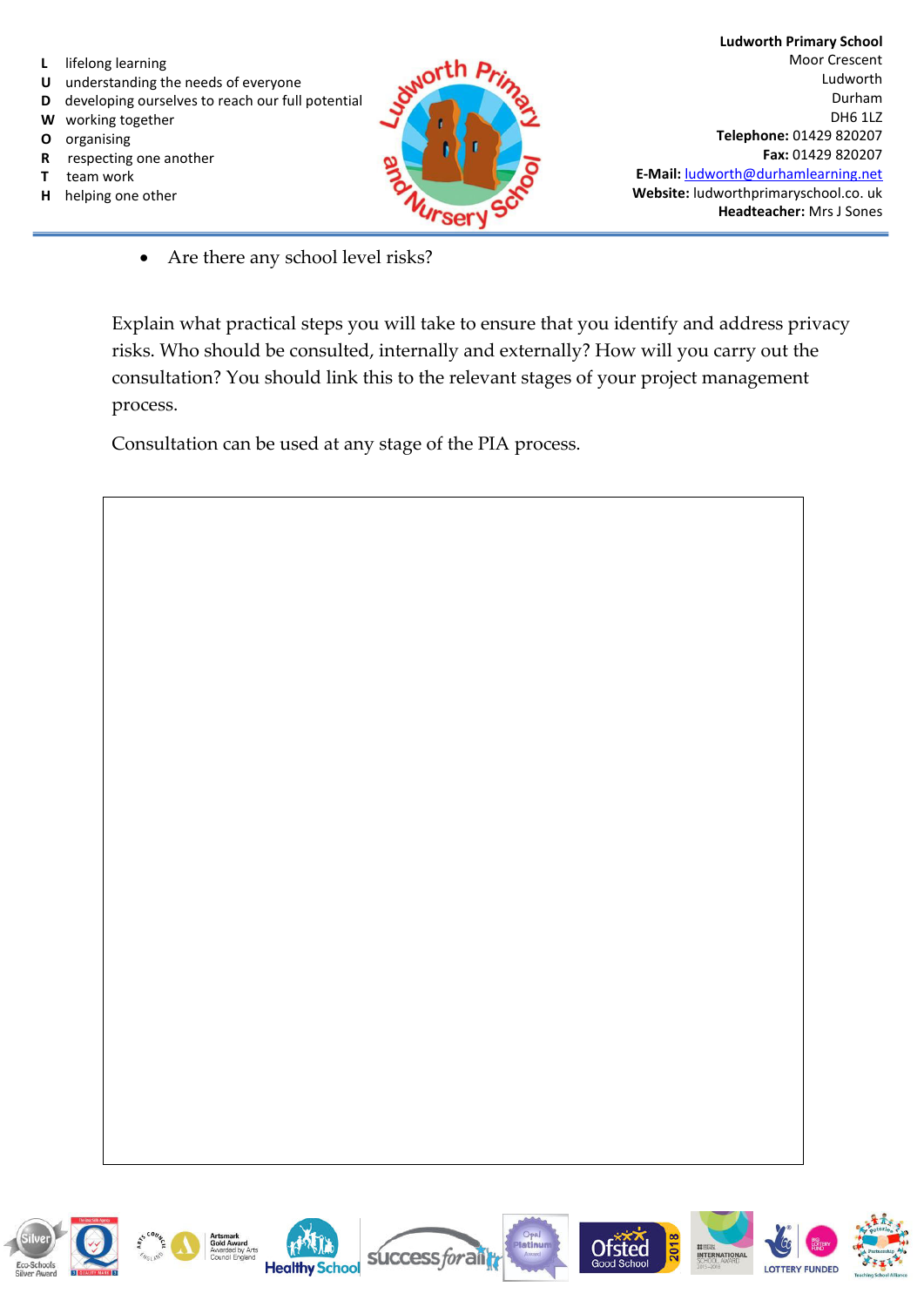- Are there any school level risks?

Explain what practical steps you will take to ensure that you identify and address privacy risks. Who should be consulted, internally and externally? How will you carry out the consultation? You should link this to the relevant stages of your project management process.

Consultation can be used at any stage of the PIA process.

| |
|---|
| |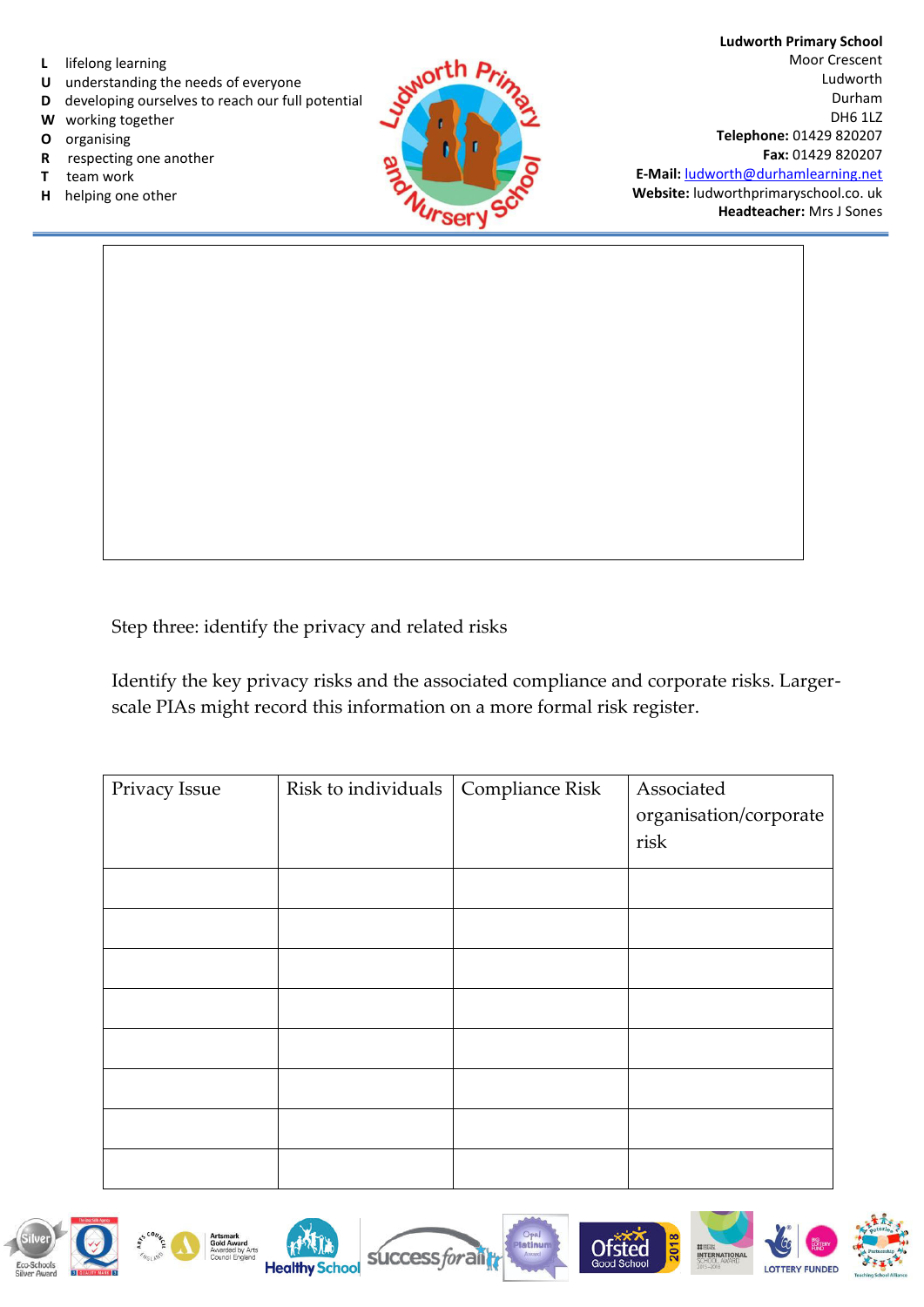Step three: identify the privacy and related risks

Identify the key privacy risks and the associated compliance and corporate risks. Larger-scale PIAs might record this information on a more formal risk register.

| Privacy Issue | Risk to individuals | Compliance Risk | Associated organisation/corporate risk |
|---|---|---|---|
| | | | |
| | | | |
| | | | |
| | | | |
| | | | |
| | | | |
| | | | |
| | | | |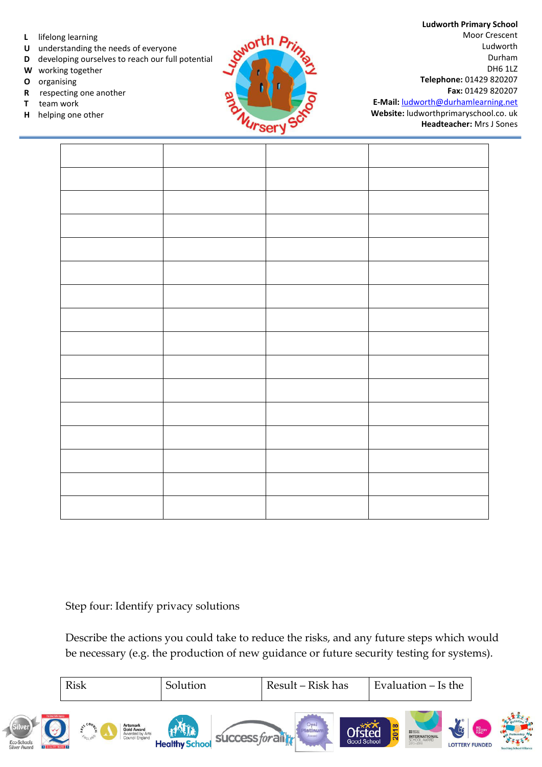| | | | |
|---|---|---|---|
| | | | |
| | | | |
| | | | |
| | | | |
| | | | |
| | | | |
| | | | |
| | | | |
| | | | |
| | | | |
| | | | |
| | | | |
| | | | |
| | | | |
| | | | |

Step four: Identify privacy solutions

Describe the actions you could take to reduce the risks, and any future steps which would be necessary (e.g. the production of new guidance or future security testing for systems).

| Risk | Solution | Result – Risk has | Evaluation – Is the |
|---|---|---|---|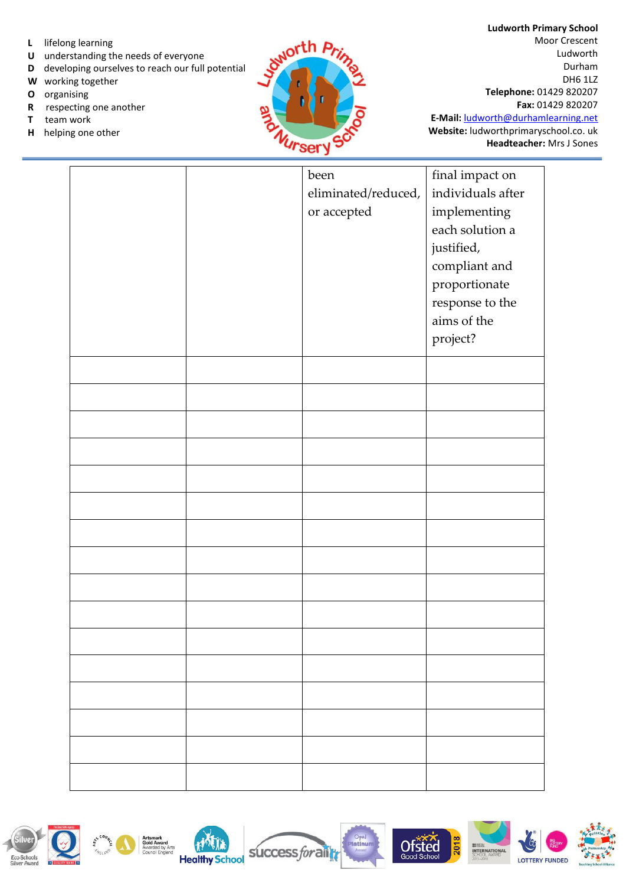| | | been eliminated/reduced, or accepted | final impact on individuals after implementing each solution a justified, compliant and proportionate response to the aims of the project? |
|---|---|---|---|
| | | | |
| | | | |
| | | | |
| | | | |
| | | | |
| | | | |
| | | | |
| | | | |
| | | | |
| | | | |
| | | | |
| | | | |
| | | | |
| | | | |
| | | | |
| | | | |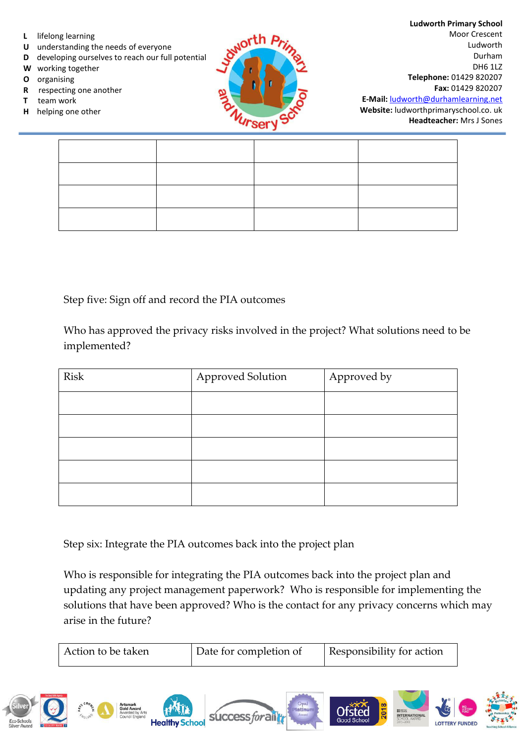| | | | |
|---|---|---|---|
| | | | |
| | | | |
| | | | |
| | | | |

Step five: Sign off and record the PIA outcomes

Who has approved the privacy risks involved in the project? What solutions need to be implemented?

| Risk | Approved Solution | Approved by |
|---|---|---|
| | | |
| | | |
| | | |
| | | |
| | | |

Step six: Integrate the PIA outcomes back into the project plan

Who is responsible for integrating the PIA outcomes back into the project plan and updating any project management paperwork? Who is responsible for implementing the solutions that have been approved? Who is the contact for any privacy concerns which may arise in the future?

| Action to be taken | Date for completion of | Responsibility for action |
|---|---|---|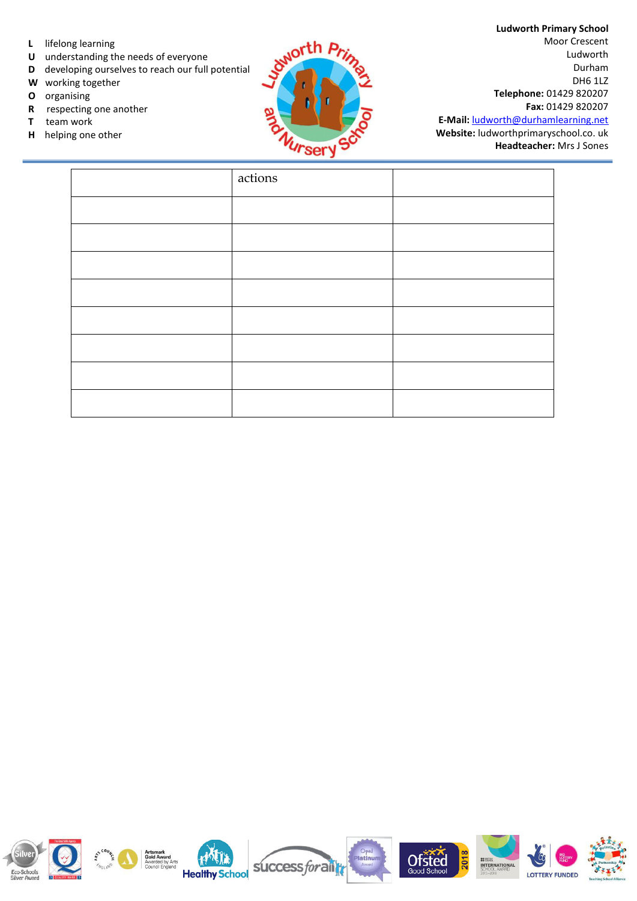| | actions | |
|---|---|---|
| | | |
| | | |
| | | |
| | | |
| | | |
| | | |
| | | |
| | | |